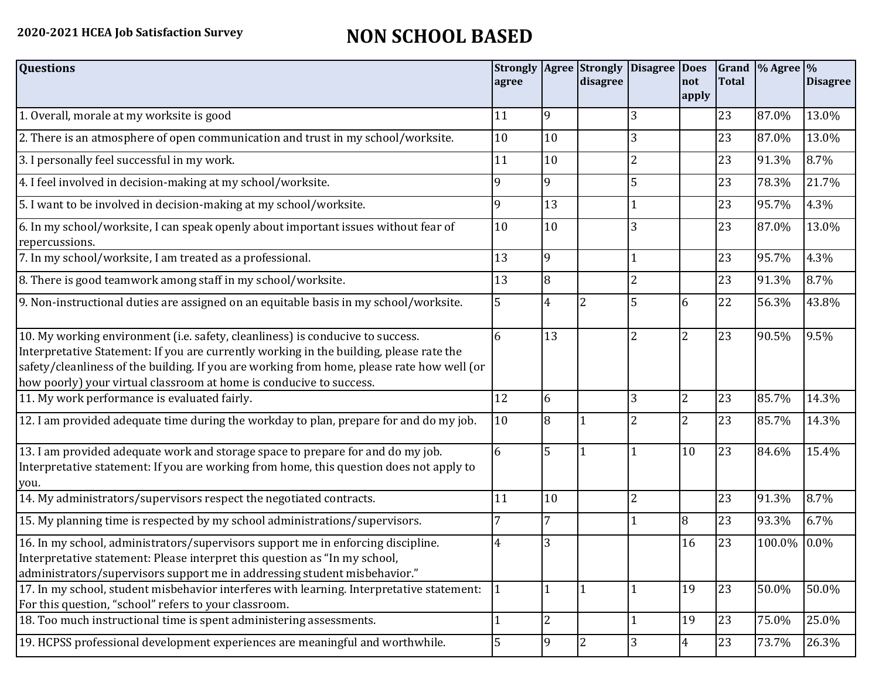2020-2021 HCEA Job Satisfaction Survey

# NON SCHOOL BASED

| Questions | Strongly agree | Agree | Strongly disagree | Disagree | Does not apply | Grand Total | % Agree | % Disagree |
|---|---|---|---|---|---|---|---|---|
| 1. Overall, morale at my worksite is good | 11 | 9 | | 3 | | 23 | 87.0% | 13.0% |
| 2. There is an atmosphere of open communication and trust in my school/worksite. | 10 | 10 | | 3 | | 23 | 87.0% | 13.0% |
| 3. I personally feel successful in my work. | 11 | 10 | | 2 | | 23 | 91.3% | 8.7% |
| 4. I feel involved in decision-making at my school/worksite. | 9 | 9 | | 5 | | 23 | 78.3% | 21.7% |
| 5. I want to be involved in decision-making at my school/worksite. | 9 | 13 | | 1 | | 23 | 95.7% | 4.3% |
| 6. In my school/worksite, I can speak openly about important issues without fear of repercussions. | 10 | 10 | | 3 | | 23 | 87.0% | 13.0% |
| 7. In my school/worksite, I am treated as a professional. | 13 | 9 | | 1 | | 23 | 95.7% | 4.3% |
| 8. There is good teamwork among staff in my school/worksite. | 13 | 8 | | 2 | | 23 | 91.3% | 8.7% |
| 9. Non-instructional duties are assigned on an equitable basis in my school/worksite. | 5 | 4 | 2 | 5 | 6 | 22 | 56.3% | 43.8% |
| 10. My working environment (i.e. safety, cleanliness) is conducive to success. Interpretative Statement: If you are currently working in the building, please rate the safety/cleanliness of the building. If you are working from home, please rate how well (or how poorly) your virtual classroom at home is conducive to success. | 6 | 13 | | 2 | 2 | 23 | 90.5% | 9.5% |
| 11. My work performance is evaluated fairly. | 12 | 6 | | 3 | 2 | 23 | 85.7% | 14.3% |
| 12. I am provided adequate time during the workday to plan, prepare for and do my job. | 10 | 8 | 1 | 2 | 2 | 23 | 85.7% | 14.3% |
| 13. I am provided adequate work and storage space to prepare for and do my job. Interpretative statement: If you are working from home, this question does not apply to you. | 6 | 5 | 1 | 1 | 10 | 23 | 84.6% | 15.4% |
| 14. My administrators/supervisors respect the negotiated contracts. | 11 | 10 | | 2 | | 23 | 91.3% | 8.7% |
| 15. My planning time is respected by my school administrations/supervisors. | 7 | 7 | | 1 | 8 | 23 | 93.3% | 6.7% |
| 16. In my school, administrators/supervisors support me in enforcing discipline. Interpretative statement: Please interpret this question as "In my school, administrators/supervisors support me in addressing student misbehavior." | 4 | 3 | | | 16 | 23 | 100.0% | 0.0% |
| 17. In my school, student misbehavior interferes with learning. Interpretative statement: For this question, "school" refers to your classroom. | 1 | 1 | 1 | 1 | 19 | 23 | 50.0% | 50.0% |
| 18. Too much instructional time is spent administering assessments. | 1 | 2 | | 1 | 19 | 23 | 75.0% | 25.0% |
| 19. HCPSS professional development experiences are meaningful and worthwhile. | 5 | 9 | 2 | 3 | 4 | 23 | 73.7% | 26.3% |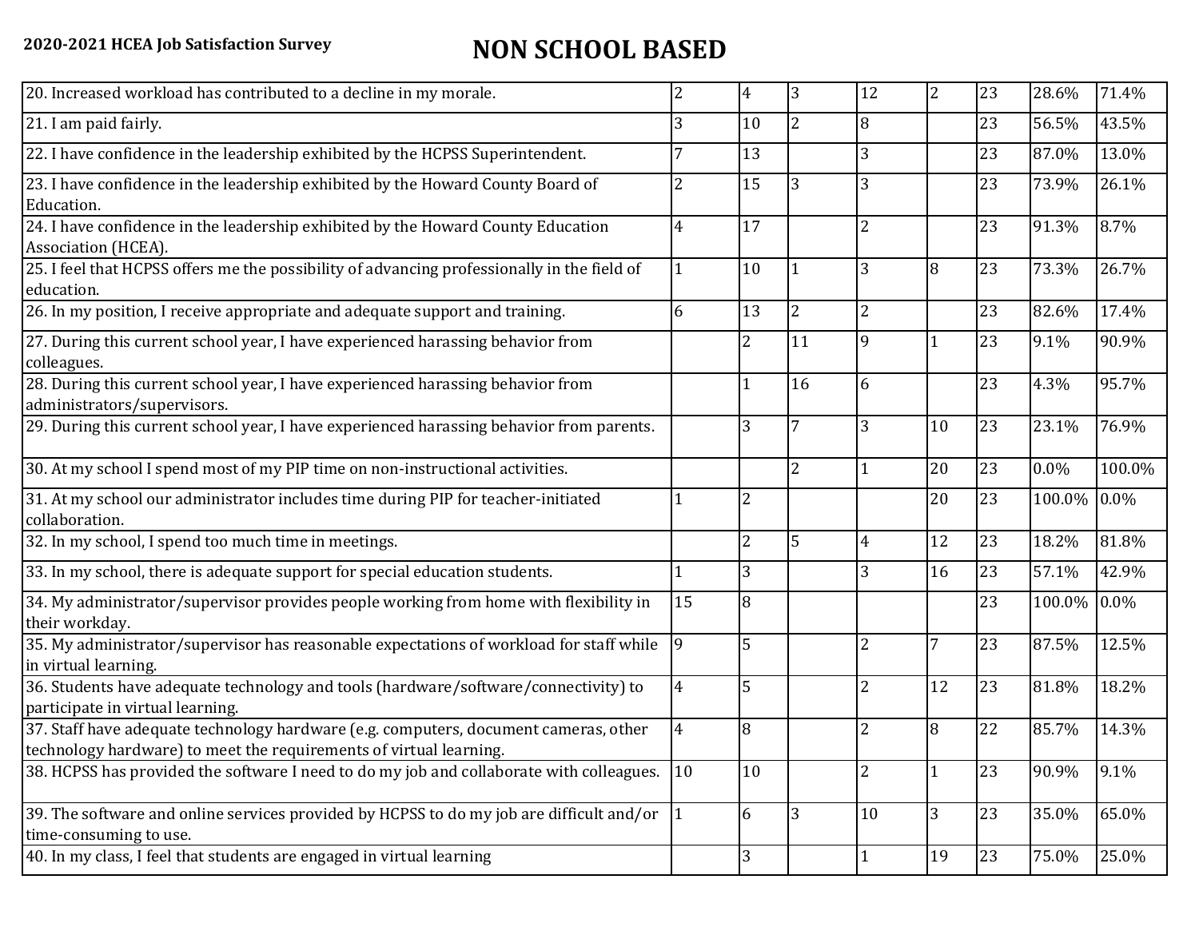**2020-2021 HCEA Job Satisfaction Survey**

# NON SCHOOL BASED

| | | | | | | | | |
|---|---|---|---|---|---|---|---|---|
| 20. Increased workload has contributed to a decline in my morale. | 2 | 4 | 3 | 12 | 2 | 23 | 28.6% | 71.4% |
| 21. I am paid fairly. | 3 | 10 | 2 | 8 | | 23 | 56.5% | 43.5% |
| 22. I have confidence in the leadership exhibited by the HCPSS Superintendent. | 7 | 13 | | 3 | | 23 | 87.0% | 13.0% |
| 23. I have confidence in the leadership exhibited by the Howard County Board of Education. | 2 | 15 | 3 | 3 | | 23 | 73.9% | 26.1% |
| 24. I have confidence in the leadership exhibited by the Howard County Education Association (HCEA). | 4 | 17 | | 2 | | 23 | 91.3% | 8.7% |
| 25. I feel that HCPSS offers me the possibility of advancing professionally in the field of education. | 1 | 10 | 1 | 3 | 8 | 23 | 73.3% | 26.7% |
| 26. In my position, I receive appropriate and adequate support and training. | 6 | 13 | 2 | 2 | | 23 | 82.6% | 17.4% |
| 27. During this current school year, I have experienced harassing behavior from colleagues. | | 2 | 11 | 9 | 1 | 23 | 9.1% | 90.9% |
| 28. During this current school year, I have experienced harassing behavior from administrators/supervisors. | | 1 | 16 | 6 | | 23 | 4.3% | 95.7% |
| 29. During this current school year, I have experienced harassing behavior from parents. | | 3 | 7 | 3 | 10 | 23 | 23.1% | 76.9% |
| 30. At my school I spend most of my PIP time on non-instructional activities. | | | 2 | 1 | 20 | 23 | 0.0% | 100.0% |
| 31. At my school our administrator includes time during PIP for teacher-initiated collaboration. | 1 | 2 | | | 20 | 23 | 100.0% | 0.0% |
| 32. In my school, I spend too much time in meetings. | | 2 | 5 | 4 | 12 | 23 | 18.2% | 81.8% |
| 33. In my school, there is adequate support for special education students. | 1 | 3 | | 3 | 16 | 23 | 57.1% | 42.9% |
| 34. My administrator/supervisor provides people working from home with flexibility in their workday. | 15 | 8 | | | | 23 | 100.0% | 0.0% |
| 35. My administrator/supervisor has reasonable expectations of workload for staff while in virtual learning. | 9 | 5 | | 2 | 7 | 23 | 87.5% | 12.5% |
| 36. Students have adequate technology and tools (hardware/software/connectivity) to participate in virtual learning. | 4 | 5 | | 2 | 12 | 23 | 81.8% | 18.2% |
| 37. Staff have adequate technology hardware (e.g. computers, document cameras, other technology hardware) to meet the requirements of virtual learning. | 4 | 8 | | 2 | 8 | 22 | 85.7% | 14.3% |
| 38. HCPSS has provided the software I need to do my job and collaborate with colleagues. | 10 | 10 | | 2 | 1 | 23 | 90.9% | 9.1% |
| 39. The software and online services provided by HCPSS to do my job are difficult and/or time-consuming to use. | 1 | 6 | 3 | 10 | 3 | 23 | 35.0% | 65.0% |
| 40. In my class, I feel that students are engaged in virtual learning | | 3 | | 1 | 19 | 23 | 75.0% | 25.0% |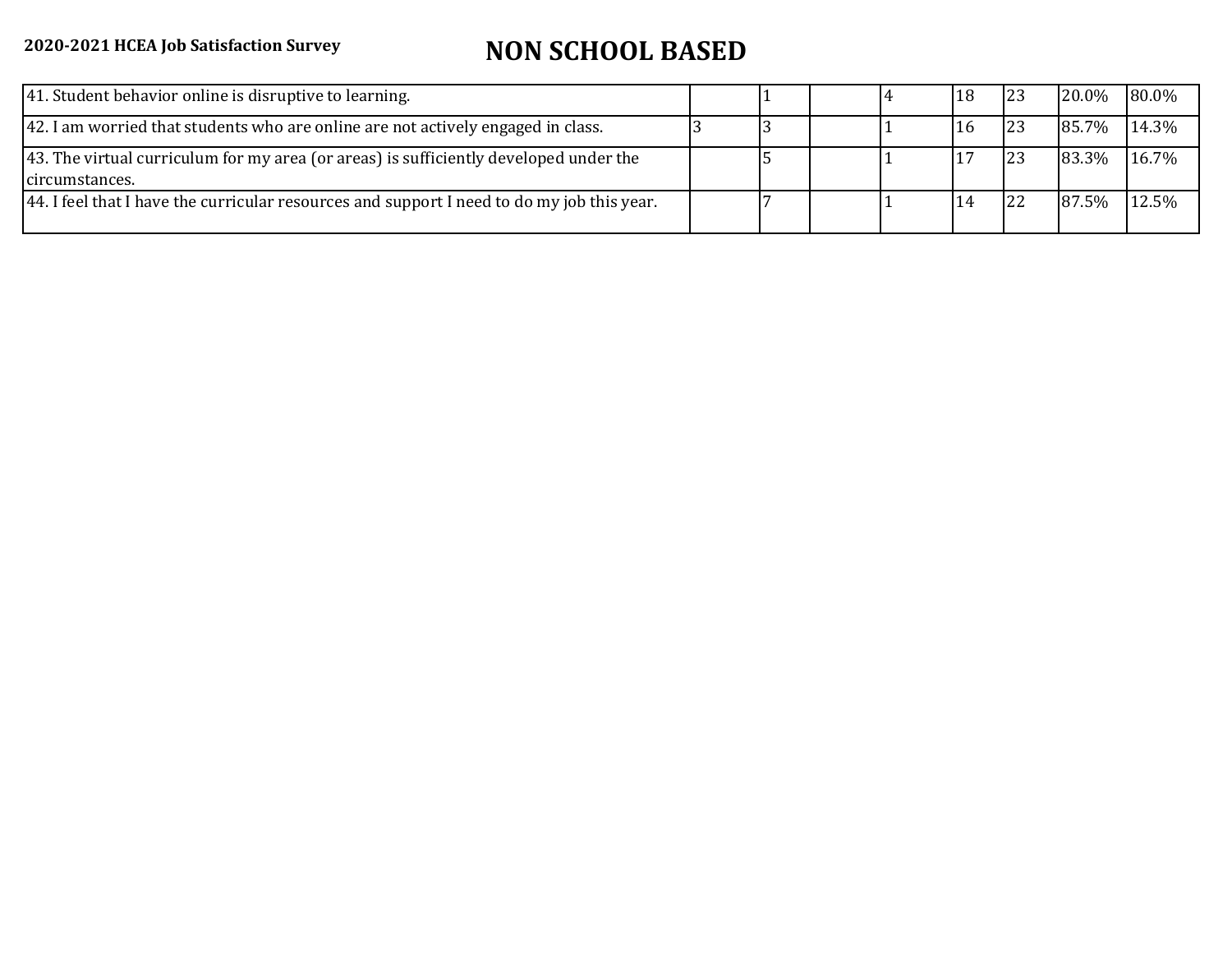**2020-2021 HCEA Job Satisfaction Survey**

# NON SCHOOL BASED

| | | | | | | | | |
|---|---|---|---|---|---|---|---|---|
| 41. Student behavior online is disruptive to learning. | | 1 | | 4 | 18 | 23 | 20.0% | 80.0% |
| 42. I am worried that students who are online are not actively engaged in class. | 3 | 3 | | 1 | 16 | 23 | 85.7% | 14.3% |
| 43. The virtual curriculum for my area (or areas) is sufficiently developed under the circumstances. | | 5 | | 1 | 17 | 23 | 83.3% | 16.7% |
| 44. I feel that I have the curricular resources and support I need to do my job this year. | | 7 | | 1 | 14 | 22 | 87.5% | 12.5% |